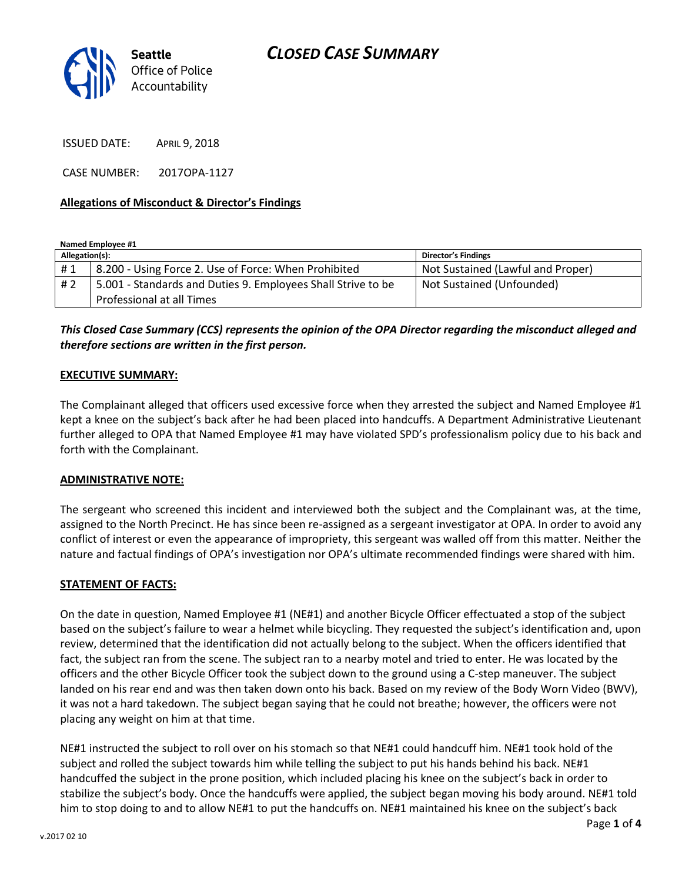Seattle Office of Police Accountability

# CLOSED CASE SUMMARY

ISSUED DATE: APRIL 9, 2018

CASE NUMBER: 2017OPA-1127

**Allegations of Misconduct & Director's Findings**

**Named Employee #1**

| Allegation(s): | | Director's Findings |
|---|---|---|
| # 1 | 8.200 - Using Force 2. Use of Force: When Prohibited | Not Sustained (Lawful and Proper) |
| # 2 | 5.001 - Standards and Duties 9. Employees Shall Strive to be Professional at all Times | Not Sustained (Unfounded) |

***This Closed Case Summary (CCS) represents the opinion of the OPA Director regarding the misconduct alleged and therefore sections are written in the first person.***

**EXECUTIVE SUMMARY:**

The Complainant alleged that officers used excessive force when they arrested the subject and Named Employee #1 kept a knee on the subject's back after he had been placed into handcuffs. A Department Administrative Lieutenant further alleged to OPA that Named Employee #1 may have violated SPD's professionalism policy due to his back and forth with the Complainant.

**ADMINISTRATIVE NOTE:**

The sergeant who screened this incident and interviewed both the subject and the Complainant was, at the time, assigned to the North Precinct. He has since been re-assigned as a sergeant investigator at OPA. In order to avoid any conflict of interest or even the appearance of impropriety, this sergeant was walled off from this matter. Neither the nature and factual findings of OPA's investigation nor OPA's ultimate recommended findings were shared with him.

**STATEMENT OF FACTS:**

On the date in question, Named Employee #1 (NE#1) and another Bicycle Officer effectuated a stop of the subject based on the subject's failure to wear a helmet while bicycling. They requested the subject's identification and, upon review, determined that the identification did not actually belong to the subject. When the officers identified that fact, the subject ran from the scene. The subject ran to a nearby motel and tried to enter. He was located by the officers and the other Bicycle Officer took the subject down to the ground using a C-step maneuver. The subject landed on his rear end and was then taken down onto his back. Based on my review of the Body Worn Video (BWV), it was not a hard takedown. The subject began saying that he could not breathe; however, the officers were not placing any weight on him at that time.

NE#1 instructed the subject to roll over on his stomach so that NE#1 could handcuff him. NE#1 took hold of the subject and rolled the subject towards him while telling the subject to put his hands behind his back. NE#1 handcuffed the subject in the prone position, which included placing his knee on the subject's back in order to stabilize the subject's body. Once the handcuffs were applied, the subject began moving his body around. NE#1 told him to stop doing to and to allow NE#1 to put the handcuffs on. NE#1 maintained his knee on the subject's back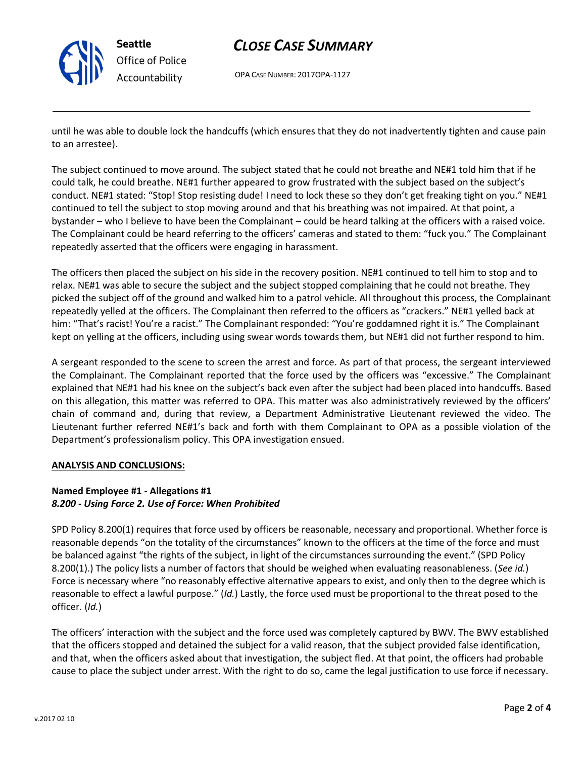until he was able to double lock the handcuffs (which ensures that they do not inadvertently tighten and cause pain to an arrestee).

The subject continued to move around. The subject stated that he could not breathe and NE#1 told him that if he could talk, he could breathe. NE#1 further appeared to grow frustrated with the subject based on the subject's conduct. NE#1 stated: "Stop! Stop resisting dude! I need to lock these so they don't get freaking tight on you." NE#1 continued to tell the subject to stop moving around and that his breathing was not impaired. At that point, a bystander – who I believe to have been the Complainant – could be heard talking at the officers with a raised voice. The Complainant could be heard referring to the officers' cameras and stated to them: "fuck you." The Complainant repeatedly asserted that the officers were engaging in harassment.

The officers then placed the subject on his side in the recovery position. NE#1 continued to tell him to stop and to relax. NE#1 was able to secure the subject and the subject stopped complaining that he could not breathe. They picked the subject off of the ground and walked him to a patrol vehicle. All throughout this process, the Complainant repeatedly yelled at the officers. The Complainant then referred to the officers as "crackers." NE#1 yelled back at him: "That's racist! You're a racist." The Complainant responded: "You're goddamned right it is." The Complainant kept on yelling at the officers, including using swear words towards them, but NE#1 did not further respond to him.

A sergeant responded to the scene to screen the arrest and force. As part of that process, the sergeant interviewed the Complainant. The Complainant reported that the force used by the officers was "excessive." The Complainant explained that NE#1 had his knee on the subject's back even after the subject had been placed into handcuffs. Based on this allegation, this matter was referred to OPA. This matter was also administratively reviewed by the officers' chain of command and, during that review, a Department Administrative Lieutenant reviewed the video. The Lieutenant further referred NE#1's back and forth with them Complainant to OPA as a possible violation of the Department's professionalism policy. This OPA investigation ensued.

**ANALYSIS AND CONCLUSIONS:**

**Named Employee #1 - Allegations #1**
***8.200 - Using Force 2. Use of Force: When Prohibited***

SPD Policy 8.200(1) requires that force used by officers be reasonable, necessary and proportional. Whether force is reasonable depends "on the totality of the circumstances" known to the officers at the time of the force and must be balanced against "the rights of the subject, in light of the circumstances surrounding the event." (SPD Policy 8.200(1).) The policy lists a number of factors that should be weighed when evaluating reasonableness. (*See id.*) Force is necessary where "no reasonably effective alternative appears to exist, and only then to the degree which is reasonable to effect a lawful purpose." (*Id.*) Lastly, the force used must be proportional to the threat posed to the officer. (*Id.*)

The officers' interaction with the subject and the force used was completely captured by BWV. The BWV established that the officers stopped and detained the subject for a valid reason, that the subject provided false identification, and that, when the officers asked about that investigation, the subject fled. At that point, the officers had probable cause to place the subject under arrest. With the right to do so, came the legal justification to use force if necessary.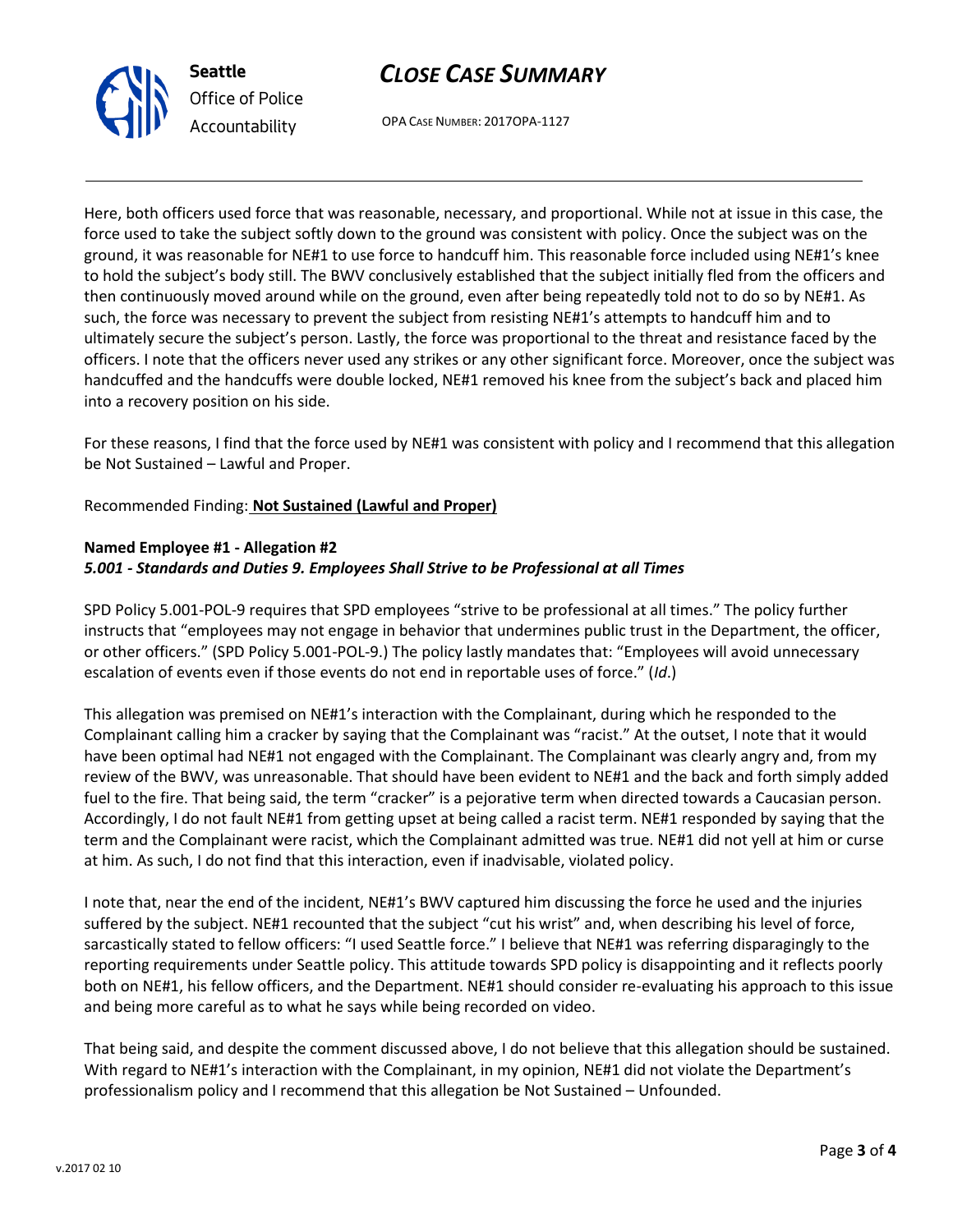Here, both officers used force that was reasonable, necessary, and proportional. While not at issue in this case, the force used to take the subject softly down to the ground was consistent with policy. Once the subject was on the ground, it was reasonable for NE#1 to use force to handcuff him. This reasonable force included using NE#1's knee to hold the subject's body still. The BWV conclusively established that the subject initially fled from the officers and then continuously moved around while on the ground, even after being repeatedly told not to do so by NE#1. As such, the force was necessary to prevent the subject from resisting NE#1's attempts to handcuff him and to ultimately secure the subject's person. Lastly, the force was proportional to the threat and resistance faced by the officers. I note that the officers never used any strikes or any other significant force. Moreover, once the subject was handcuffed and the handcuffs were double locked, NE#1 removed his knee from the subject's back and placed him into a recovery position on his side.

For these reasons, I find that the force used by NE#1 was consistent with policy and I recommend that this allegation be Not Sustained – Lawful and Proper.

Recommended Finding: **Not Sustained (Lawful and Proper)**

**Named Employee #1 - Allegation #2**
***5.001 - Standards and Duties 9. Employees Shall Strive to be Professional at all Times***

SPD Policy 5.001-POL-9 requires that SPD employees "strive to be professional at all times." The policy further instructs that "employees may not engage in behavior that undermines public trust in the Department, the officer, or other officers." (SPD Policy 5.001-POL-9.) The policy lastly mandates that: "Employees will avoid unnecessary escalation of events even if those events do not end in reportable uses of force." (*Id*.)

This allegation was premised on NE#1's interaction with the Complainant, during which he responded to the Complainant calling him a cracker by saying that the Complainant was "racist." At the outset, I note that it would have been optimal had NE#1 not engaged with the Complainant. The Complainant was clearly angry and, from my review of the BWV, was unreasonable. That should have been evident to NE#1 and the back and forth simply added fuel to the fire. That being said, the term "cracker" is a pejorative term when directed towards a Caucasian person. Accordingly, I do not fault NE#1 from getting upset at being called a racist term. NE#1 responded by saying that the term and the Complainant were racist, which the Complainant admitted was true. NE#1 did not yell at him or curse at him. As such, I do not find that this interaction, even if inadvisable, violated policy.

I note that, near the end of the incident, NE#1's BWV captured him discussing the force he used and the injuries suffered by the subject. NE#1 recounted that the subject "cut his wrist" and, when describing his level of force, sarcastically stated to fellow officers: "I used Seattle force." I believe that NE#1 was referring disparagingly to the reporting requirements under Seattle policy. This attitude towards SPD policy is disappointing and it reflects poorly both on NE#1, his fellow officers, and the Department. NE#1 should consider re-evaluating his approach to this issue and being more careful as to what he says while being recorded on video.

That being said, and despite the comment discussed above, I do not believe that this allegation should be sustained. With regard to NE#1's interaction with the Complainant, in my opinion, NE#1 did not violate the Department's professionalism policy and I recommend that this allegation be Not Sustained – Unfounded.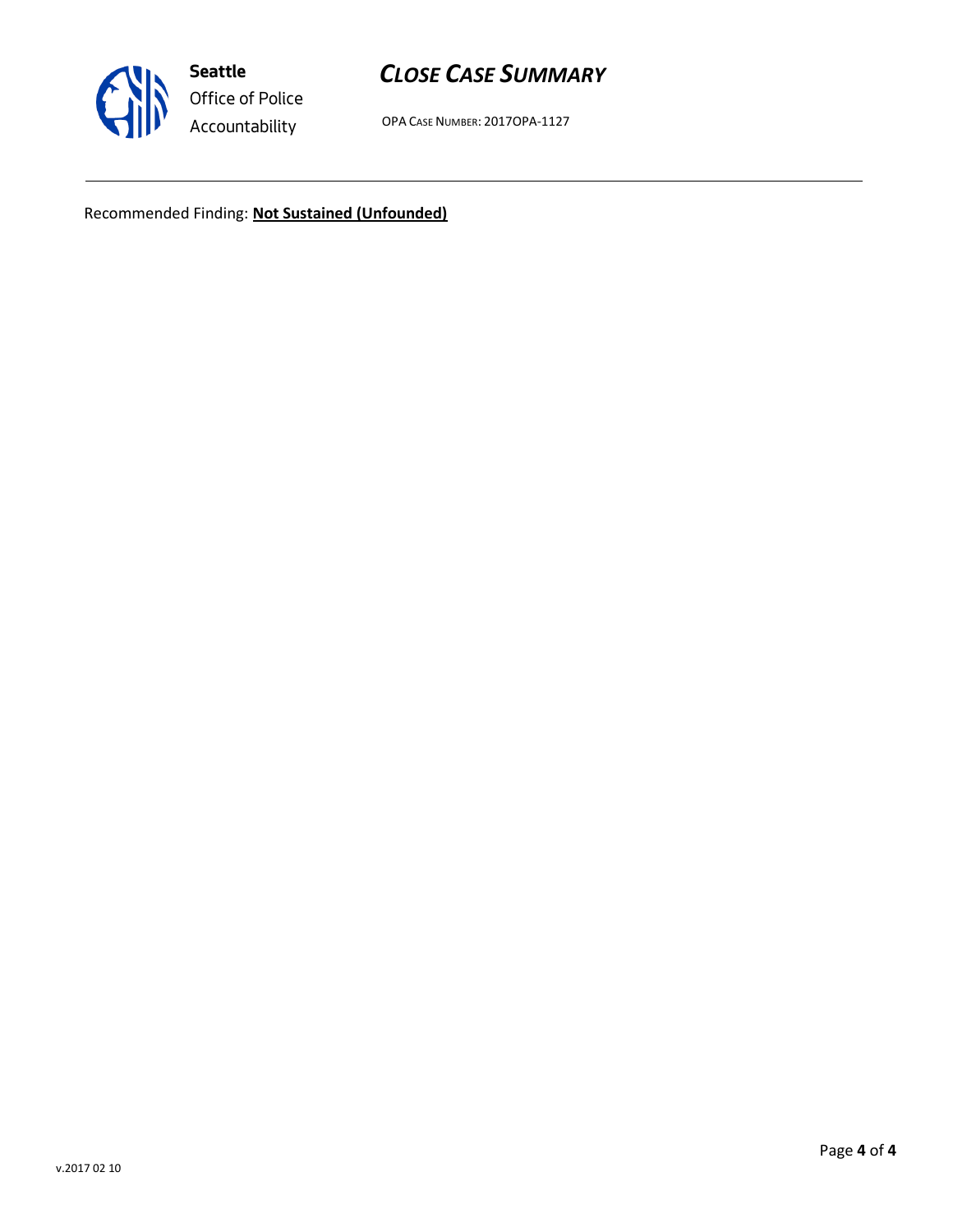Recommended Finding: **Not Sustained (Unfounded)**